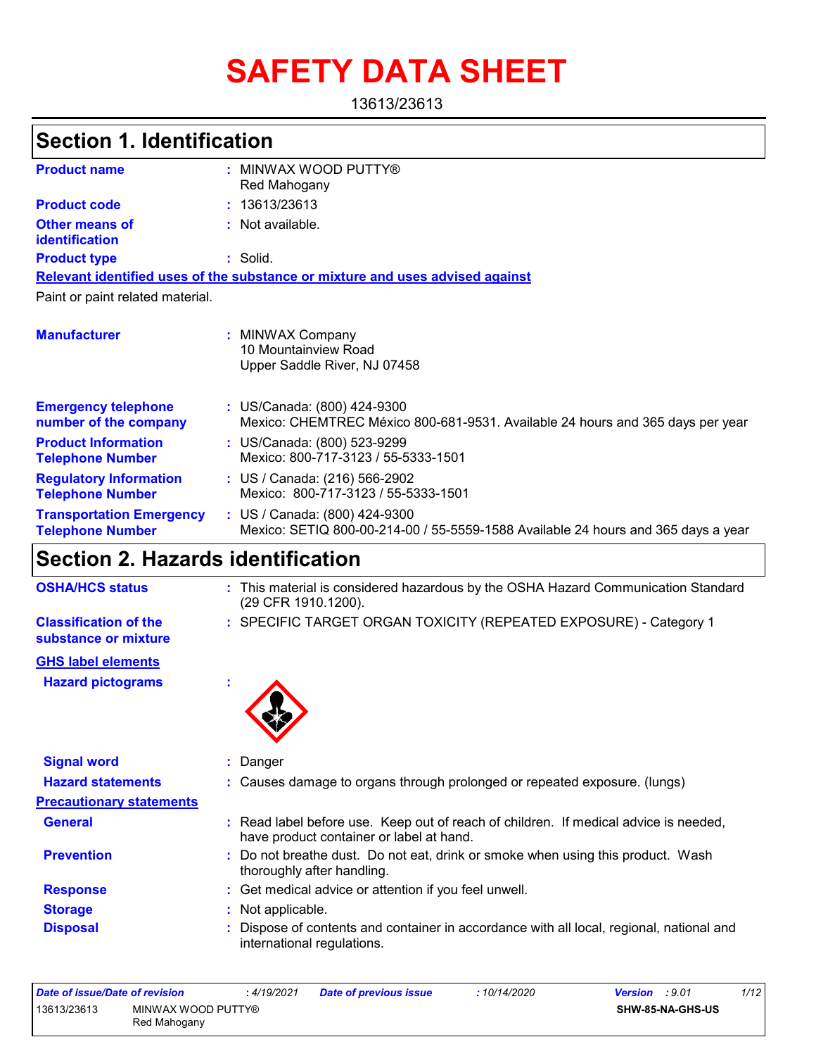# SAFETY DATA SHEET

13613/23613

## Section 1. Identification

**Product name** : MINWAX WOOD PUTTY®
Red Mahogany

**Product code** : 13613/23613

**Other means of identification** : Not available.

**Product type** : Solid.

**Relevant identified uses of the substance or mixture and uses advised against**

Paint or paint related material.

**Manufacturer** : MINWAX Company
10 Mountainview Road
Upper Saddle River, NJ 07458

**Emergency telephone number of the company** : US/Canada: (800) 424-9300
Mexico: CHEMTREC México 800-681-9531. Available 24 hours and 365 days per year

**Product Information Telephone Number** : US/Canada: (800) 523-9299
Mexico: 800-717-3123 / 55-5333-1501

**Regulatory Information Telephone Number** : US / Canada: (216) 566-2902
Mexico: 800-717-3123 / 55-5333-1501

**Transportation Emergency Telephone Number** : US / Canada: (800) 424-9300
Mexico: SETIQ 800-00-214-00 / 55-5559-1588 Available 24 hours and 365 days a year

## Section 2. Hazards identification

**OSHA/HCS status** : This material is considered hazardous by the OSHA Hazard Communication Standard (29 CFR 1910.1200).

**Classification of the substance or mixture** : SPECIFIC TARGET ORGAN TOXICITY (REPEATED EXPOSURE) - Category 1

**GHS label elements**

**Hazard pictograms** :

**Signal word** : Danger

**Hazard statements** : Causes damage to organs through prolonged or repeated exposure. (lungs)

**Precautionary statements**

**General** : Read label before use. Keep out of reach of children. If medical advice is needed, have product container or label at hand.

**Prevention** : Do not breathe dust. Do not eat, drink or smoke when using this product. Wash thoroughly after handling.

**Response** : Get medical advice or attention if you feel unwell.

**Storage** : Not applicable.

**Disposal** : Dispose of contents and container in accordance with all local, regional, national and international regulations.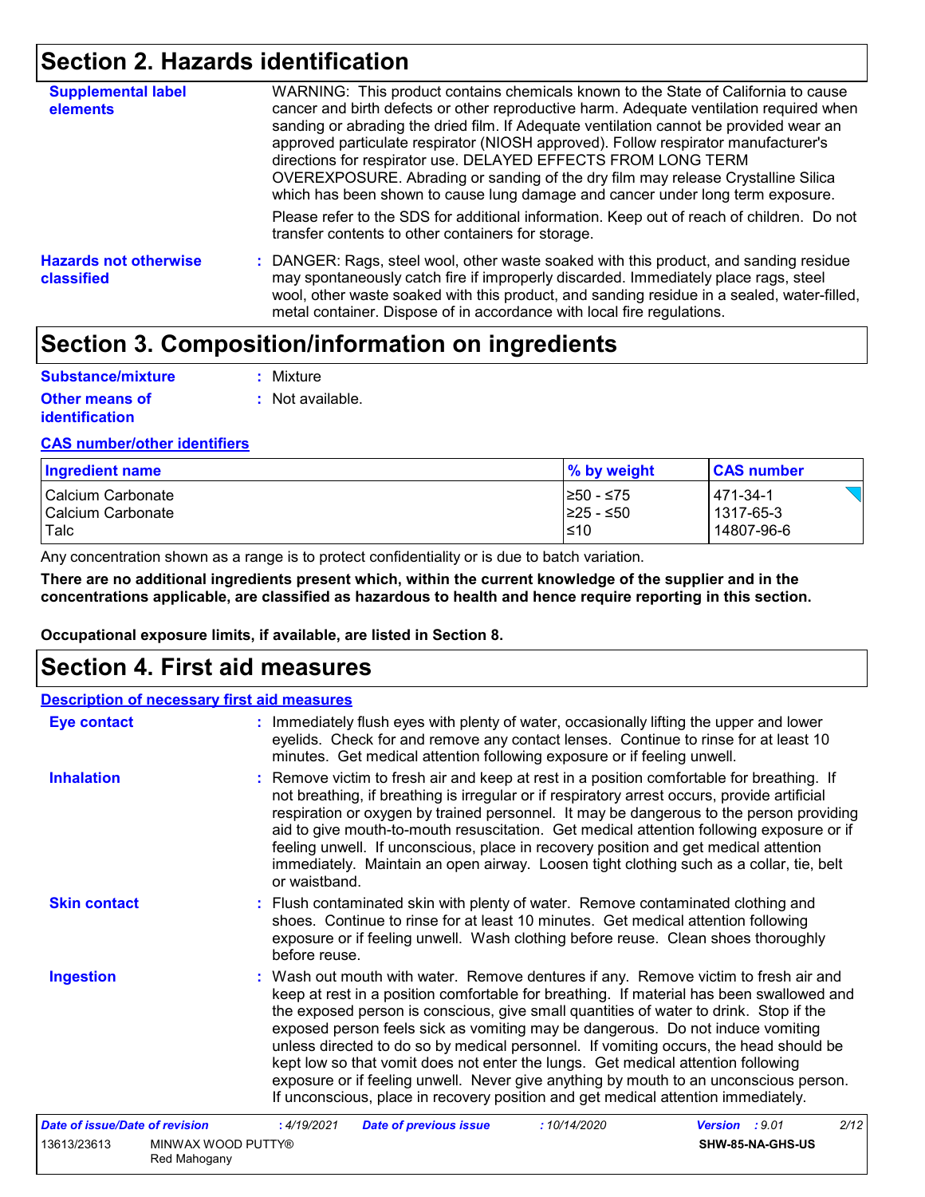## Section 2. Hazards identification

**Supplemental label elements**

WARNING: This product contains chemicals known to the State of California to cause cancer and birth defects or other reproductive harm. Adequate ventilation required when sanding or abrading the dried film. If Adequate ventilation cannot be provided wear an approved particulate respirator (NIOSH approved). Follow respirator manufacturer's directions for respirator use. DELAYED EFFECTS FROM LONG TERM OVEREXPOSURE. Abrading or sanding of the dry film may release Crystalline Silica which has been shown to cause lung damage and cancer under long term exposure.

Please refer to the SDS for additional information. Keep out of reach of children. Do not transfer contents to other containers for storage.

**Hazards not otherwise classified** : DANGER: Rags, steel wool, other waste soaked with this product, and sanding residue may spontaneously catch fire if improperly discarded. Immediately place rags, steel wool, other waste soaked with this product, and sanding residue in a sealed, water-filled, metal container. Dispose of in accordance with local fire regulations.

## Section 3. Composition/information on ingredients

**Substance/mixture** : Mixture

**Other means of identification** : Not available.

**CAS number/other identifiers**

| Ingredient name | % by weight | CAS number |
| --- | --- | --- |
| Calcium Carbonate | ≥50 - ≤75 | 471-34-1 |
| Calcium Carbonate | ≥25 - ≤50 | 1317-65-3 |
| Talc | ≤10 | 14807-96-6 |

Any concentration shown as a range is to protect confidentiality or is due to batch variation.

**There are no additional ingredients present which, within the current knowledge of the supplier and in the concentrations applicable, are classified as hazardous to health and hence require reporting in this section.**

**Occupational exposure limits, if available, are listed in Section 8.**

## Section 4. First aid measures

**Description of necessary first aid measures**

**Eye contact** : Immediately flush eyes with plenty of water, occasionally lifting the upper and lower eyelids. Check for and remove any contact lenses. Continue to rinse for at least 10 minutes. Get medical attention following exposure or if feeling unwell.

**Inhalation** : Remove victim to fresh air and keep at rest in a position comfortable for breathing. If not breathing, if breathing is irregular or if respiratory arrest occurs, provide artificial respiration or oxygen by trained personnel. It may be dangerous to the person providing aid to give mouth-to-mouth resuscitation. Get medical attention following exposure or if feeling unwell. If unconscious, place in recovery position and get medical attention immediately. Maintain an open airway. Loosen tight clothing such as a collar, tie, belt or waistband.

**Skin contact** : Flush contaminated skin with plenty of water. Remove contaminated clothing and shoes. Continue to rinse for at least 10 minutes. Get medical attention following exposure or if feeling unwell. Wash clothing before reuse. Clean shoes thoroughly before reuse.

**Ingestion** : Wash out mouth with water. Remove dentures if any. Remove victim to fresh air and keep at rest in a position comfortable for breathing. If material has been swallowed and the exposed person is conscious, give small quantities of water to drink. Stop if the exposed person feels sick as vomiting may be dangerous. Do not induce vomiting unless directed to do so by medical personnel. If vomiting occurs, the head should be kept low so that vomit does not enter the lungs. Get medical attention following exposure or if feeling unwell. Never give anything by mouth to an unconscious person. If unconscious, place in recovery position and get medical attention immediately.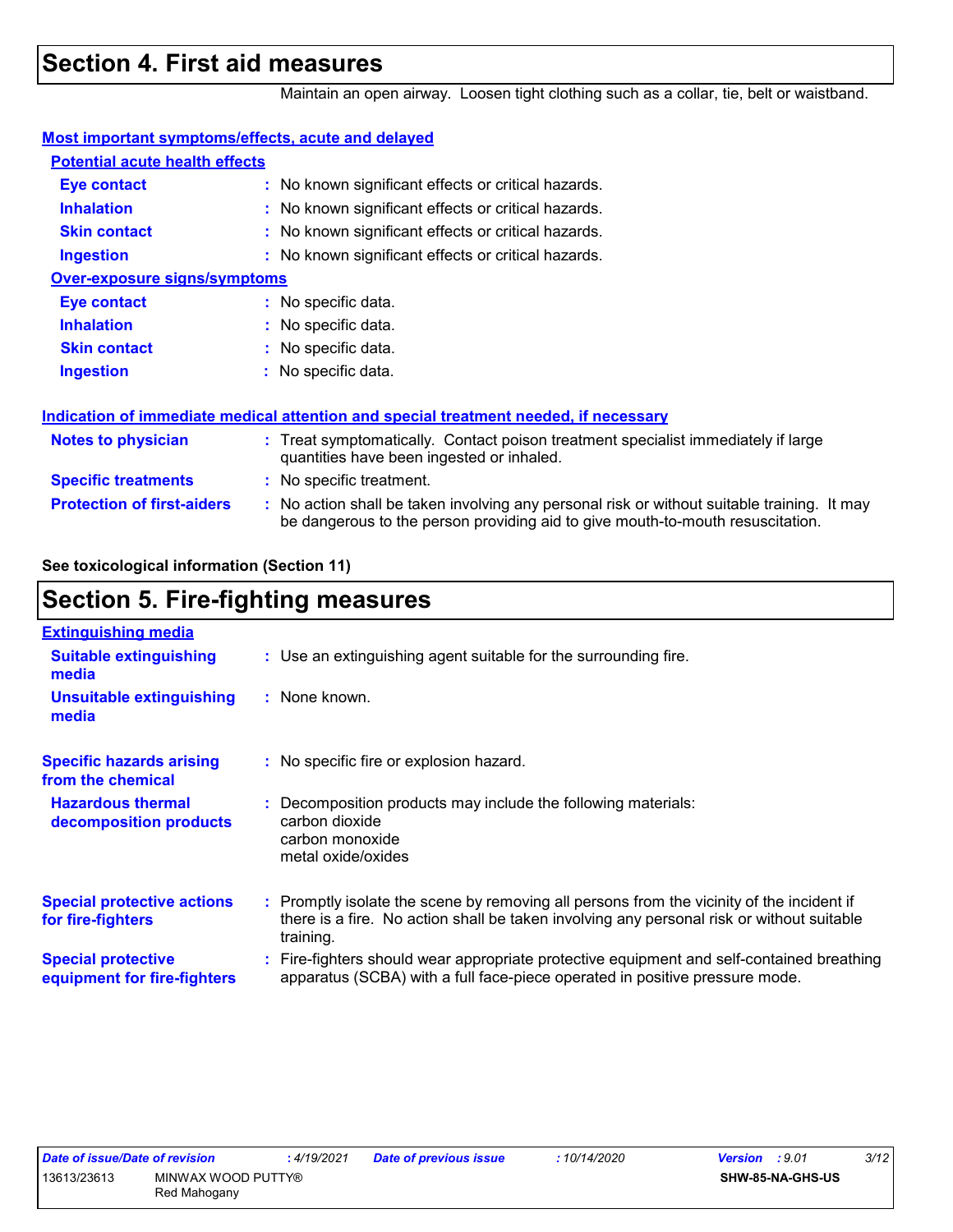## Section 4. First aid measures

Maintain an open airway. Loosen tight clothing such as a collar, tie, belt or waistband.

**Most important symptoms/effects, acute and delayed**

**Potential acute health effects**

| | |
|---|---|
| **Eye contact** | : No known significant effects or critical hazards. |
| **Inhalation** | : No known significant effects or critical hazards. |
| **Skin contact** | : No known significant effects or critical hazards. |
| **Ingestion** | : No known significant effects or critical hazards. |

**Over-exposure signs/symptoms**

| | |
|---|---|
| **Eye contact** | : No specific data. |
| **Inhalation** | : No specific data. |
| **Skin contact** | : No specific data. |
| **Ingestion** | : No specific data. |

**Indication of immediate medical attention and special treatment needed, if necessary**

| | |
|---|---|
| **Notes to physician** | : Treat symptomatically. Contact poison treatment specialist immediately if large quantities have been ingested or inhaled. |
| **Specific treatments** | : No specific treatment. |
| **Protection of first-aiders** | : No action shall be taken involving any personal risk or without suitable training. It may be dangerous to the person providing aid to give mouth-to-mouth resuscitation. |

**See toxicological information (Section 11)**

## Section 5. Fire-fighting measures

**Extinguishing media**

| | |
|---|---|
| **Suitable extinguishing media** | : Use an extinguishing agent suitable for the surrounding fire. |
| **Unsuitable extinguishing media** | : None known. |
| **Specific hazards arising from the chemical** | : No specific fire or explosion hazard. |
| **Hazardous thermal decomposition products** | : Decomposition products may include the following materials:<br>carbon dioxide<br>carbon monoxide<br>metal oxide/oxides |
| **Special protective actions for fire-fighters** | : Promptly isolate the scene by removing all persons from the vicinity of the incident if there is a fire. No action shall be taken involving any personal risk or without suitable training. |
| **Special protective equipment for fire-fighters** | : Fire-fighters should wear appropriate protective equipment and self-contained breathing apparatus (SCBA) with a full face-piece operated in positive pressure mode. |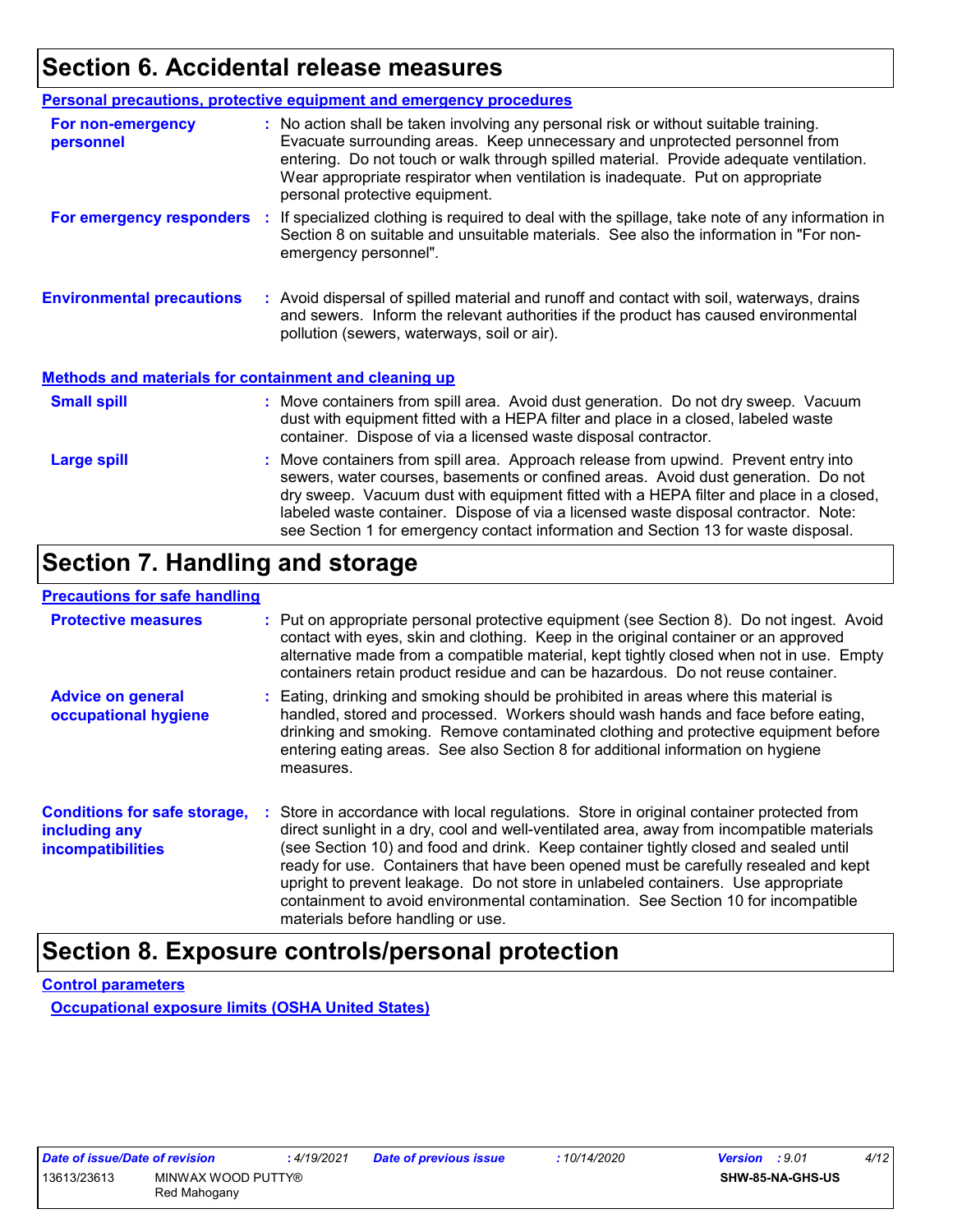## Section 6. Accidental release measures

### Personal precautions, protective equipment and emergency procedures

**For non-emergency personnel** : No action shall be taken involving any personal risk or without suitable training. Evacuate surrounding areas. Keep unnecessary and unprotected personnel from entering. Do not touch or walk through spilled material. Provide adequate ventilation. Wear appropriate respirator when ventilation is inadequate. Put on appropriate personal protective equipment.

**For emergency responders** : If specialized clothing is required to deal with the spillage, take note of any information in Section 8 on suitable and unsuitable materials. See also the information in "For non-emergency personnel".

**Environmental precautions** : Avoid dispersal of spilled material and runoff and contact with soil, waterways, drains and sewers. Inform the relevant authorities if the product has caused environmental pollution (sewers, waterways, soil or air).

### Methods and materials for containment and cleaning up

**Small spill** : Move containers from spill area. Avoid dust generation. Do not dry sweep. Vacuum dust with equipment fitted with a HEPA filter and place in a closed, labeled waste container. Dispose of via a licensed waste disposal contractor.

**Large spill** : Move containers from spill area. Approach release from upwind. Prevent entry into sewers, water courses, basements or confined areas. Avoid dust generation. Do not dry sweep. Vacuum dust with equipment fitted with a HEPA filter and place in a closed, labeled waste container. Dispose of via a licensed waste disposal contractor. Note: see Section 1 for emergency contact information and Section 13 for waste disposal.

## Section 7. Handling and storage

### Precautions for safe handling

**Protective measures** : Put on appropriate personal protective equipment (see Section 8). Do not ingest. Avoid contact with eyes, skin and clothing. Keep in the original container or an approved alternative made from a compatible material, kept tightly closed when not in use. Empty containers retain product residue and can be hazardous. Do not reuse container.

**Advice on general occupational hygiene** : Eating, drinking and smoking should be prohibited in areas where this material is handled, stored and processed. Workers should wash hands and face before eating, drinking and smoking. Remove contaminated clothing and protective equipment before entering eating areas. See also Section 8 for additional information on hygiene measures.

**Conditions for safe storage, including any incompatibilities** : Store in accordance with local regulations. Store in original container protected from direct sunlight in a dry, cool and well-ventilated area, away from incompatible materials (see Section 10) and food and drink. Keep container tightly closed and sealed until ready for use. Containers that have been opened must be carefully resealed and kept upright to prevent leakage. Do not store in unlabeled containers. Use appropriate containment to avoid environmental contamination. See Section 10 for incompatible materials before handling or use.

## Section 8. Exposure controls/personal protection

### Control parameters

#### Occupational exposure limits (OSHA United States)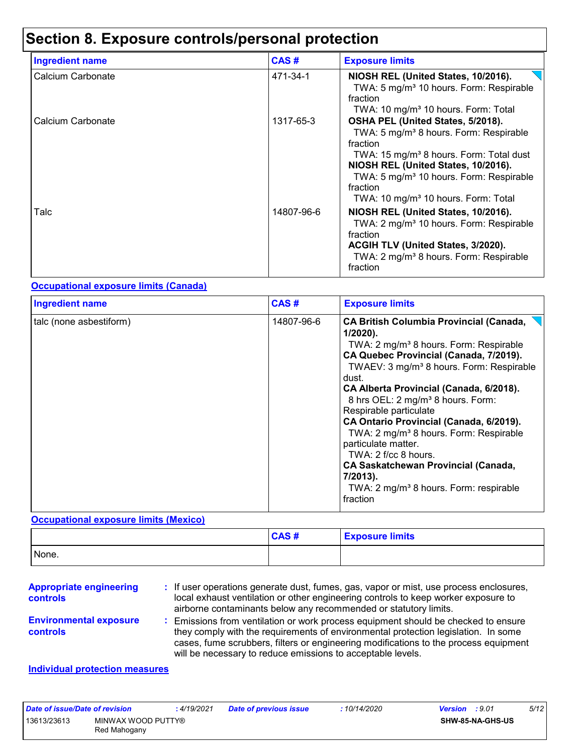# Section 8. Exposure controls/personal protection

| Ingredient name | CAS # | Exposure limits |
|---|---|---|
| Calcium Carbonate | 471-34-1 | **NIOSH REL (United States, 10/2016).**<br>TWA: 5 mg/m³ 10 hours. Form: Respirable fraction<br>TWA: 10 mg/m³ 10 hours. Form: Total |
| Calcium Carbonate | 1317-65-3 | **OSHA PEL (United States, 5/2018).**<br>TWA: 5 mg/m³ 8 hours. Form: Respirable fraction<br>TWA: 15 mg/m³ 8 hours. Form: Total dust<br>**NIOSH REL (United States, 10/2016).**<br>TWA: 5 mg/m³ 10 hours. Form: Respirable fraction<br>TWA: 10 mg/m³ 10 hours. Form: Total |
| Talc | 14807-96-6 | **NIOSH REL (United States, 10/2016).**<br>TWA: 2 mg/m³ 10 hours. Form: Respirable fraction<br>**ACGIH TLV (United States, 3/2020).**<br>TWA: 2 mg/m³ 8 hours. Form: Respirable fraction |

**Occupational exposure limits (Canada)**

| Ingredient name | CAS # | Exposure limits |
|---|---|---|
| talc (none asbestiform) | 14807-96-6 | **CA British Columbia Provincial (Canada, 1/2020).**<br>TWA: 2 mg/m³ 8 hours. Form: Respirable<br>**CA Quebec Provincial (Canada, 7/2019).**<br>TWAEV: 3 mg/m³ 8 hours. Form: Respirable dust.<br>**CA Alberta Provincial (Canada, 6/2018).**<br>8 hrs OEL: 2 mg/m³ 8 hours. Form: Respirable particulate<br>**CA Ontario Provincial (Canada, 6/2019).**<br>TWA: 2 mg/m³ 8 hours. Form: Respirable particulate matter.<br>TWA: 2 f/cc 8 hours.<br>**CA Saskatchewan Provincial (Canada, 7/2013).**<br>TWA: 2 mg/m³ 8 hours. Form: respirable fraction |

**Occupational exposure limits (Mexico)**

| | CAS # | Exposure limits |
|---|---|---|
| None. | | |

**Appropriate engineering controls** : If user operations generate dust, fumes, gas, vapor or mist, use process enclosures, local exhaust ventilation or other engineering controls to keep worker exposure to airborne contaminants below any recommended or statutory limits.

**Environmental exposure controls** : Emissions from ventilation or work process equipment should be checked to ensure they comply with the requirements of environmental protection legislation. In some cases, fume scrubbers, filters or engineering modifications to the process equipment will be necessary to reduce emissions to acceptable levels.

**Individual protection measures**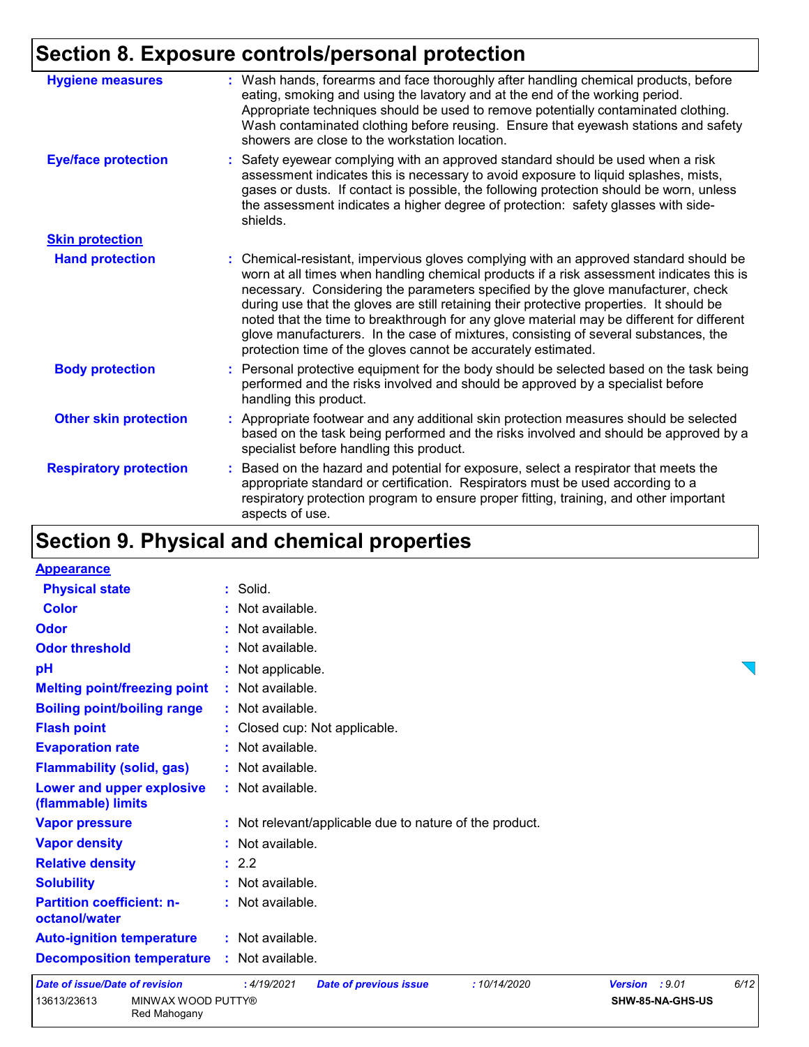## Section 8. Exposure controls/personal protection

**Hygiene measures** : Wash hands, forearms and face thoroughly after handling chemical products, before eating, smoking and using the lavatory and at the end of the working period. Appropriate techniques should be used to remove potentially contaminated clothing. Wash contaminated clothing before reusing. Ensure that eyewash stations and safety showers are close to the workstation location.

**Eye/face protection** : Safety eyewear complying with an approved standard should be used when a risk assessment indicates this is necessary to avoid exposure to liquid splashes, mists, gases or dusts. If contact is possible, the following protection should be worn, unless the assessment indicates a higher degree of protection: safety glasses with side-shields.

**Skin protection**

**Hand protection** : Chemical-resistant, impervious gloves complying with an approved standard should be worn at all times when handling chemical products if a risk assessment indicates this is necessary. Considering the parameters specified by the glove manufacturer, check during use that the gloves are still retaining their protective properties. It should be noted that the time to breakthrough for any glove material may be different for different glove manufacturers. In the case of mixtures, consisting of several substances, the protection time of the gloves cannot be accurately estimated.

**Body protection** : Personal protective equipment for the body should be selected based on the task being performed and the risks involved and should be approved by a specialist before handling this product.

**Other skin protection** : Appropriate footwear and any additional skin protection measures should be selected based on the task being performed and the risks involved and should be approved by a specialist before handling this product.

**Respiratory protection** : Based on the hazard and potential for exposure, select a respirator that meets the appropriate standard or certification. Respirators must be used according to a respiratory protection program to ensure proper fitting, training, and other important aspects of use.

## Section 9. Physical and chemical properties

**Appearance**

| Property | Value |
|---|---|
| Physical state | Solid. |
| Color | Not available. |
| Odor | Not available. |
| Odor threshold | Not available. |
| pH | Not applicable. |
| Melting point/freezing point | Not available. |
| Boiling point/boiling range | Not available. |
| Flash point | Closed cup: Not applicable. |
| Evaporation rate | Not available. |
| Flammability (solid, gas) | Not available. |
| Lower and upper explosive (flammable) limits | Not available. |
| Vapor pressure | Not relevant/applicable due to nature of the product. |
| Vapor density | Not available. |
| Relative density | 2.2 |
| Solubility | Not available. |
| Partition coefficient: n-octanol/water | Not available. |
| Auto-ignition temperature | Not available. |
| Decomposition temperature | Not available. |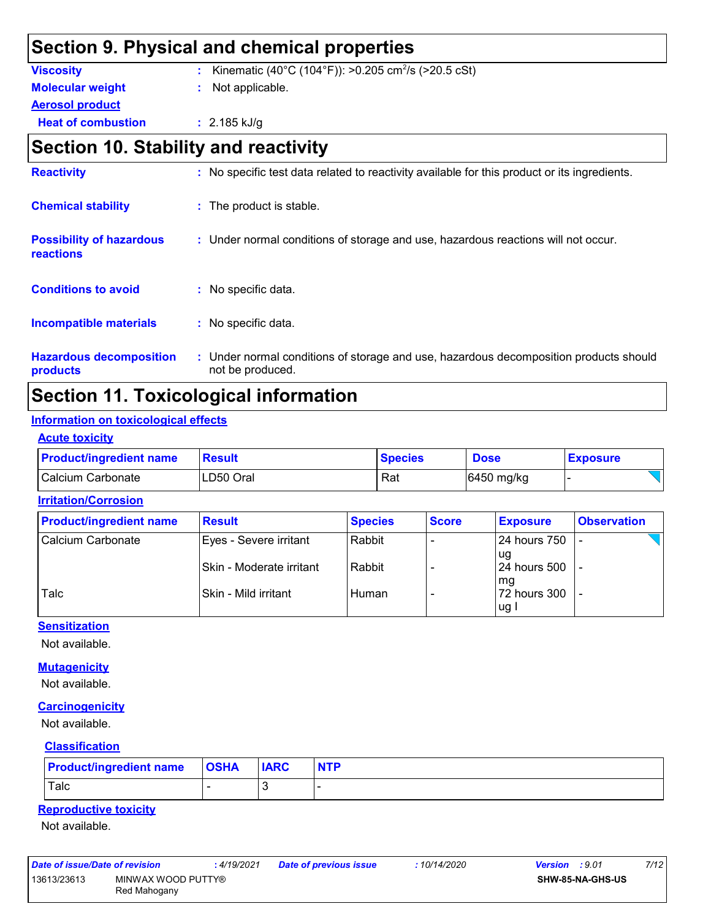## Section 9. Physical and chemical properties

**Viscosity** : Kinematic (40°C (104°F)): >0.205 $cm^2/s$ (>20.5 cSt)

**Molecular weight** : Not applicable.

**Aerosol product**

**Heat of combustion** : 2.185 kJ/g

## Section 10. Stability and reactivity

**Reactivity** : No specific test data related to reactivity available for this product or its ingredients.

**Chemical stability** : The product is stable.

**Possibility of hazardous reactions** : Under normal conditions of storage and use, hazardous reactions will not occur.

**Conditions to avoid** : No specific data.

**Incompatible materials** : No specific data.

**Hazardous decomposition products** : Under normal conditions of storage and use, hazardous decomposition products should not be produced.

## Section 11. Toxicological information

### Information on toxicological effects

#### Acute toxicity

| Product/ingredient name | Result | Species | Dose | Exposure |
|---|---|---|---|---|
| Calcium Carbonate | LD50 Oral | Rat | 6450 mg/kg | - |

#### Irritation/Corrosion

| Product/ingredient name | Result | Species | Score | Exposure | Observation |
|---|---|---|---|---|---|
| Calcium Carbonate | Eyes - Severe irritant | Rabbit | - | 24 hours 750 ug | - |
| | Skin - Moderate irritant | Rabbit | - | 24 hours 500 mg | - |
| Talc | Skin - Mild irritant | Human | - | 72 hours 300 ug I | - |

#### Sensitization

Not available.

#### Mutagenicity

Not available.

#### Carcinogenicity

Not available.

#### Classification

| Product/ingredient name | OSHA | IARC | NTP |
|---|---|---|---|
| Talc | - | 3 | - |

#### Reproductive toxicity

Not available.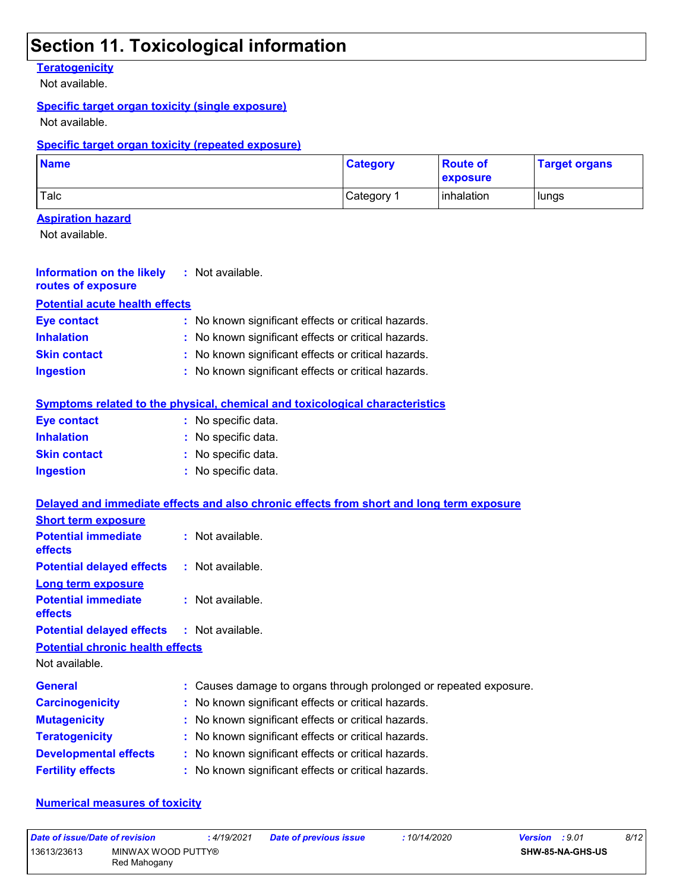# Section 11. Toxicological information

**Teratogenicity**

Not available.

**Specific target organ toxicity (single exposure)**

Not available.

**Specific target organ toxicity (repeated exposure)**

| Name | Category | Route of exposure | Target organs |
|---|---|---|---|
| Talc | Category 1 | inhalation | lungs |

**Aspiration hazard**

Not available.

**Information on the likely routes of exposure** : Not available.

**Potential acute health effects**

**Eye contact** : No known significant effects or critical hazards.
**Inhalation** : No known significant effects or critical hazards.
**Skin contact** : No known significant effects or critical hazards.
**Ingestion** : No known significant effects or critical hazards.

**Symptoms related to the physical, chemical and toxicological characteristics**

**Eye contact** : No specific data.
**Inhalation** : No specific data.
**Skin contact** : No specific data.
**Ingestion** : No specific data.

**Delayed and immediate effects and also chronic effects from short and long term exposure**

**Short term exposure**

**Potential immediate effects** : Not available.
**Potential delayed effects** : Not available.

**Long term exposure**

**Potential immediate effects** : Not available.
**Potential delayed effects** : Not available.

**Potential chronic health effects**

Not available.

**General** : Causes damage to organs through prolonged or repeated exposure.
**Carcinogenicity** : No known significant effects or critical hazards.
**Mutagenicity** : No known significant effects or critical hazards.
**Teratogenicity** : No known significant effects or critical hazards.
**Developmental effects** : No known significant effects or critical hazards.
**Fertility effects** : No known significant effects or critical hazards.

**Numerical measures of toxicity**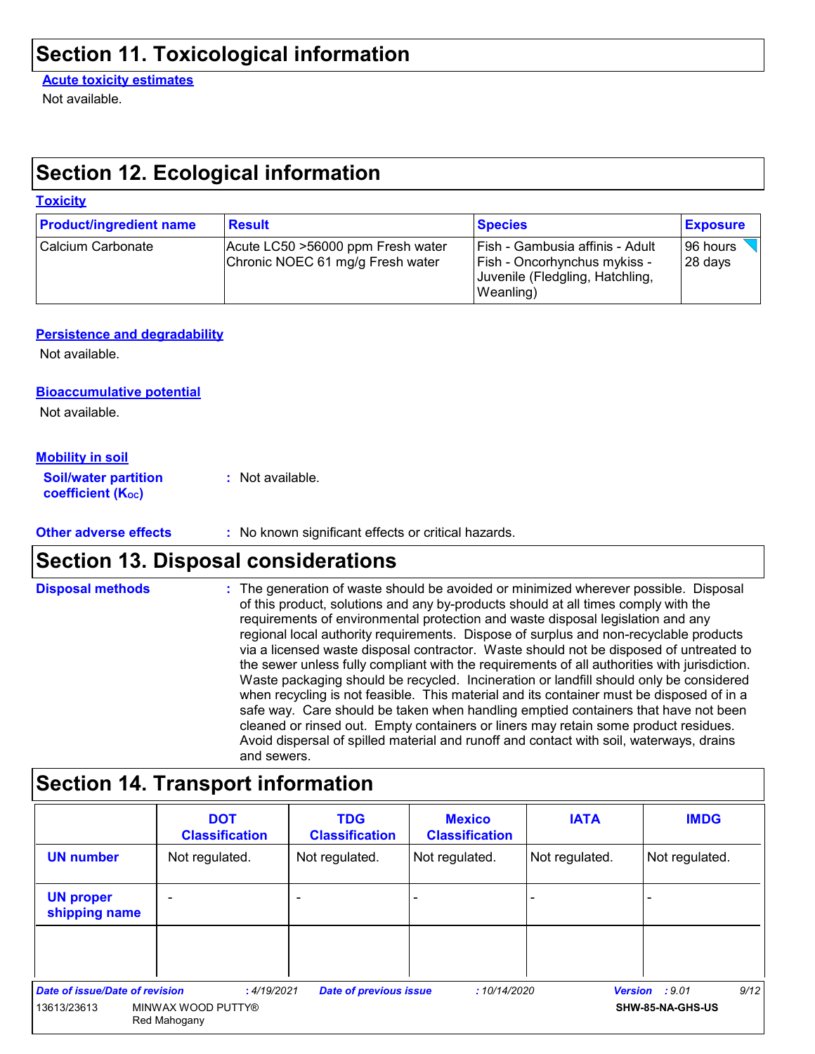# Section 11. Toxicological information

**Acute toxicity estimates**

Not available.

# Section 12. Ecological information

**Toxicity**

| Product/ingredient name | Result | Species | Exposure |
|---|---|---|---|
| Calcium Carbonate | Acute LC50 >56000 ppm Fresh water<br>Chronic NOEC 61 mg/g Fresh water | Fish - Gambusia affinis - Adult<br>Fish - Oncorhynchus mykiss - Juvenile (Fledgling, Hatchling, Weanling) | 96 hours<br>28 days |

**Persistence and degradability**

Not available.

**Bioaccumulative potential**

Not available.

**Mobility in soil**

**Soil/water partition coefficient ($K_{OC}$)** : Not available.

**Other adverse effects** : No known significant effects or critical hazards.

# Section 13. Disposal considerations

**Disposal methods** : The generation of waste should be avoided or minimized wherever possible. Disposal of this product, solutions and any by-products should at all times comply with the requirements of environmental protection and waste disposal legislation and any regional local authority requirements. Dispose of surplus and non-recyclable products via a licensed waste disposal contractor. Waste should not be disposed of untreated to the sewer unless fully compliant with the requirements of all authorities with jurisdiction. Waste packaging should be recycled. Incineration or landfill should only be considered when recycling is not feasible. This material and its container must be disposed of in a safe way. Care should be taken when handling emptied containers that have not been cleaned or rinsed out. Empty containers or liners may retain some product residues. Avoid dispersal of spilled material and runoff and contact with soil, waterways, drains and sewers.

# Section 14. Transport information

| | DOT Classification | TDG Classification | Mexico Classification | IATA | IMDG |
|---|---|---|---|---|---|
| **UN number** | Not regulated. | Not regulated. | Not regulated. | Not regulated. | Not regulated. |
| **UN proper shipping name** | - | - | - | - | - |
| | | | | | |

*Date of issue/Date of revision* : 4/19/2021 *Date of previous issue* : 10/14/2020 *Version* : 9.01

13613/23613 MINWAX WOOD PUTTY® Red Mahogany SHW-85-NA-GHS-US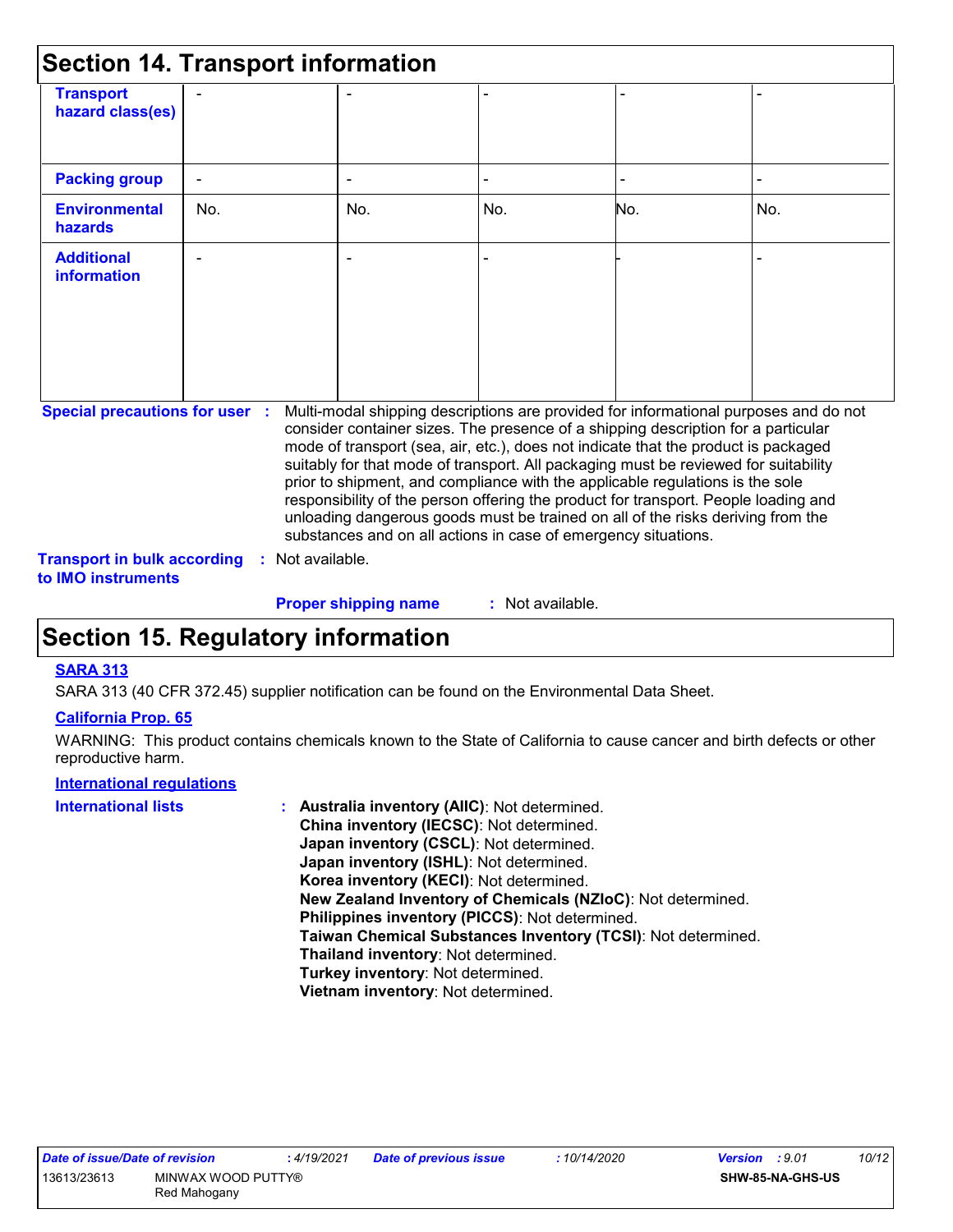## Section 14. Transport information

| | | | | | |
|---|---|---|---|---|---|
| **Transport hazard class(es)** | - | - | - | - | - |
| **Packing group** | - | - | - | - | - |
| **Environmental hazards** | No. | No. | No. | No. | No. |
| **Additional information** | - | - | - | - | - |

**Special precautions for user** : Multi-modal shipping descriptions are provided for informational purposes and do not consider container sizes. The presence of a shipping description for a particular mode of transport (sea, air, etc.), does not indicate that the product is packaged suitably for that mode of transport. All packaging must be reviewed for suitability prior to shipment, and compliance with the applicable regulations is the sole responsibility of the person offering the product for transport. People loading and unloading dangerous goods must be trained on all of the risks deriving from the substances and on all actions in case of emergency situations.

**Transport in bulk according to IMO instruments** : Not available.

**Proper shipping name** : Not available.

## Section 15. Regulatory information

**SARA 313**

SARA 313 (40 CFR 372.45) supplier notification can be found on the Environmental Data Sheet.

**California Prop. 65**

WARNING: This product contains chemicals known to the State of California to cause cancer and birth defects or other reproductive harm.

**International regulations**

**International lists** :
- **Australia inventory (AIIC)**: Not determined.
- **China inventory (IECSC)**: Not determined.
- **Japan inventory (CSCL)**: Not determined.
- **Japan inventory (ISHL)**: Not determined.
- **Korea inventory (KECI)**: Not determined.
- **New Zealand Inventory of Chemicals (NZIoC)**: Not determined.
- **Philippines inventory (PICCS)**: Not determined.
- **Taiwan Chemical Substances Inventory (TCSI)**: Not determined.
- **Thailand inventory**: Not determined.
- **Turkey inventory**: Not determined.
- **Vietnam inventory**: Not determined.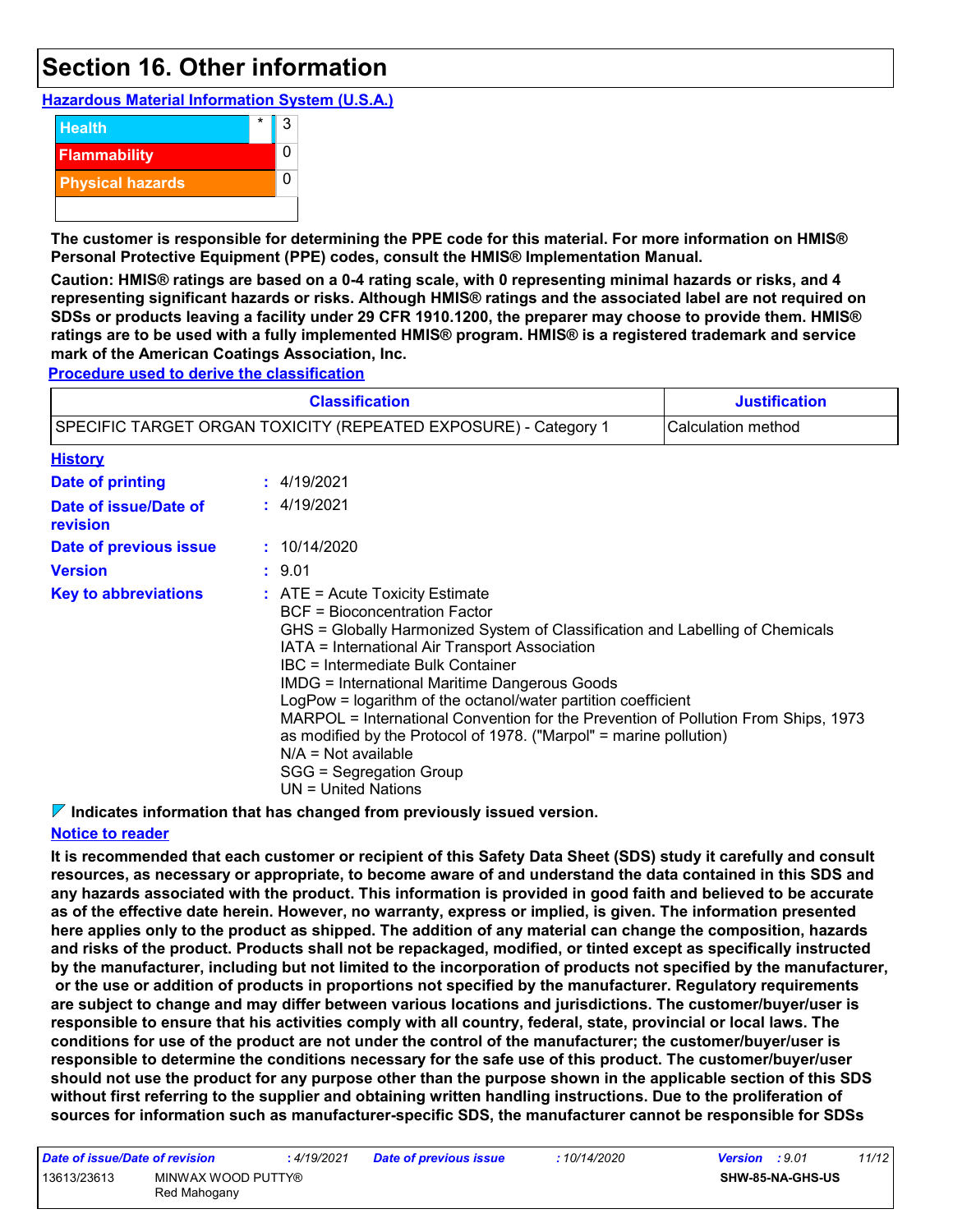# Section 16. Other information

**Hazardous Material Information System (U.S.A.)**

| | | |
|---|---|---|
| Health | * | 3 |
| Flammability | | 0 |
| Physical hazards | | 0 |

**The customer is responsible for determining the PPE code for this material. For more information on HMIS® Personal Protective Equipment (PPE) codes, consult the HMIS® Implementation Manual.**

**Caution: HMIS® ratings are based on a 0-4 rating scale, with 0 representing minimal hazards or risks, and 4 representing significant hazards or risks. Although HMIS® ratings and the associated label are not required on SDSs or products leaving a facility under 29 CFR 1910.1200, the preparer may choose to provide them. HMIS® ratings are to be used with a fully implemented HMIS® program. HMIS® is a registered trademark and service mark of the American Coatings Association, Inc.**

**Procedure used to derive the classification**

| Classification | Justification |
|---|---|
| SPECIFIC TARGET ORGAN TOXICITY (REPEATED EXPOSURE) - Category 1 | Calculation method |

**History**

**Date of printing** : 4/19/2021

**Date of issue/Date of revision** : 4/19/2021

**Date of previous issue** : 10/14/2020

**Version** : 9.01

**Key to abbreviations** :
ATE = Acute Toxicity Estimate
BCF = Bioconcentration Factor
GHS = Globally Harmonized System of Classification and Labelling of Chemicals
IATA = International Air Transport Association
IBC = Intermediate Bulk Container
IMDG = International Maritime Dangerous Goods
LogPow = logarithm of the octanol/water partition coefficient
MARPOL = International Convention for the Prevention of Pollution From Ships, 1973 as modified by the Protocol of 1978. ("Marpol" = marine pollution)
N/A = Not available
SGG = Segregation Group
UN = United Nations

**Indicates information that has changed from previously issued version.**

**Notice to reader**

**It is recommended that each customer or recipient of this Safety Data Sheet (SDS) study it carefully and consult resources, as necessary or appropriate, to become aware of and understand the data contained in this SDS and any hazards associated with the product. This information is provided in good faith and believed to be accurate as of the effective date herein. However, no warranty, express or implied, is given. The information presented here applies only to the product as shipped. The addition of any material can change the composition, hazards and risks of the product. Products shall not be repackaged, modified, or tinted except as specifically instructed by the manufacturer, including but not limited to the incorporation of products not specified by the manufacturer, or the use or addition of products in proportions not specified by the manufacturer. Regulatory requirements are subject to change and may differ between various locations and jurisdictions. The customer/buyer/user is responsible to ensure that his activities comply with all country, federal, state, provincial or local laws. The conditions for use of the product are not under the control of the manufacturer; the customer/buyer/user is responsible to determine the conditions necessary for the safe use of this product. The customer/buyer/user should not use the product for any purpose other than the purpose shown in the applicable section of this SDS without first referring to the supplier and obtaining written handling instructions. Due to the proliferation of sources for information such as manufacturer-specific SDS, the manufacturer cannot be responsible for SDSs**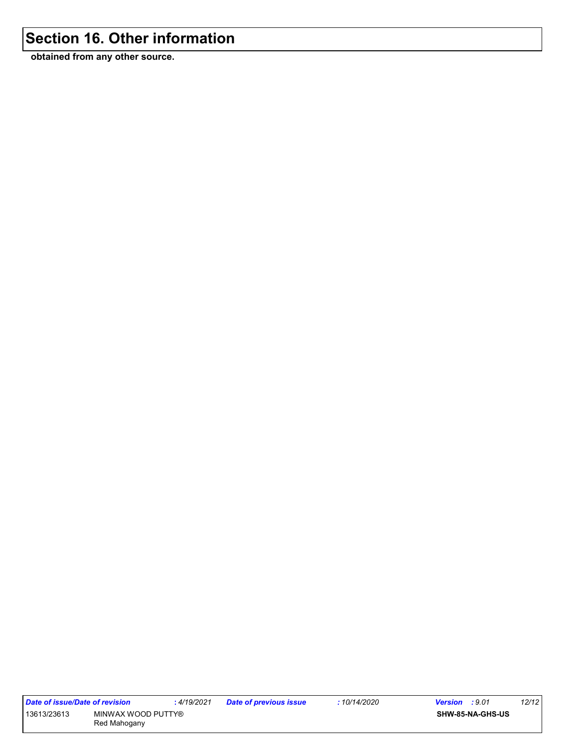# Section 16. Other information

**obtained from any other source.**